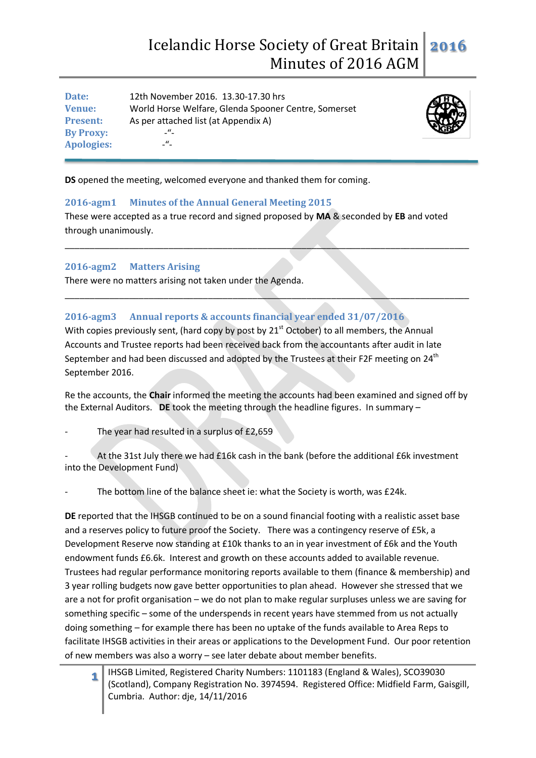# Icelandic Horse Society of Great Britain Minutes of 2016 AGM

**Date:** 12th November 2016. 13.30-17.30 hrs
**Venue:** World Horse Welfare, Glenda Spooner Centre, Somerset
**Present:** As per attached list (at Appendix A)
**By Proxy:** -"-
**Apologies:** -"-

**DS** opened the meeting, welcomed everyone and thanked them for coming.

## 2016-agm1 Minutes of the Annual General Meeting 2015

These were accepted as a true record and signed proposed by **MA** & seconded by **EB** and voted through unanimously.

---

## 2016-agm2 Matters Arising

There were no matters arising not taken under the Agenda.

---

## 2016-agm3 Annual reports & accounts financial year ended 31/07/2016

With copies previously sent, (hard copy by post by 21st October) to all members, the Annual Accounts and Trustee reports had been received back from the accountants after audit in late September and had been discussed and adopted by the Trustees at their F2F meeting on 24th September 2016.

Re the accounts, the **Chair** informed the meeting the accounts had been examined and signed off by the External Auditors. **DE** took the meeting through the headline figures. In summary –

- The year had resulted in a surplus of £2,659
- At the 31st July there we had £16k cash in the bank (before the additional £6k investment into the Development Fund)
- The bottom line of the balance sheet ie: what the Society is worth, was £24k.

**DE** reported that the IHSGB continued to be on a sound financial footing with a realistic asset base and a reserves policy to future proof the Society. There was a contingency reserve of £5k, a Development Reserve now standing at £10k thanks to an in year investment of £6k and the Youth endowment funds £6.6k. Interest and growth on these accounts added to available revenue. Trustees had regular performance monitoring reports available to them (finance & membership) and 3 year rolling budgets now gave better opportunities to plan ahead. However she stressed that we are a not for profit organisation – we do not plan to make regular surpluses unless we are saving for something specific – some of the underspends in recent years have stemmed from us not actually doing something – for example there has been no uptake of the funds available to Area Reps to facilitate IHSGB activities in their areas or applications to the Development Fund. Our poor retention of new members was also a worry – see later debate about member benefits.

IHSGB Limited, Registered Charity Numbers: 1101183 (England & Wales), SCO39030 (Scotland), Company Registration No. 3974594. Registered Office: Midfield Farm, Gaisgill, Cumbria. Author: dje, 14/11/2016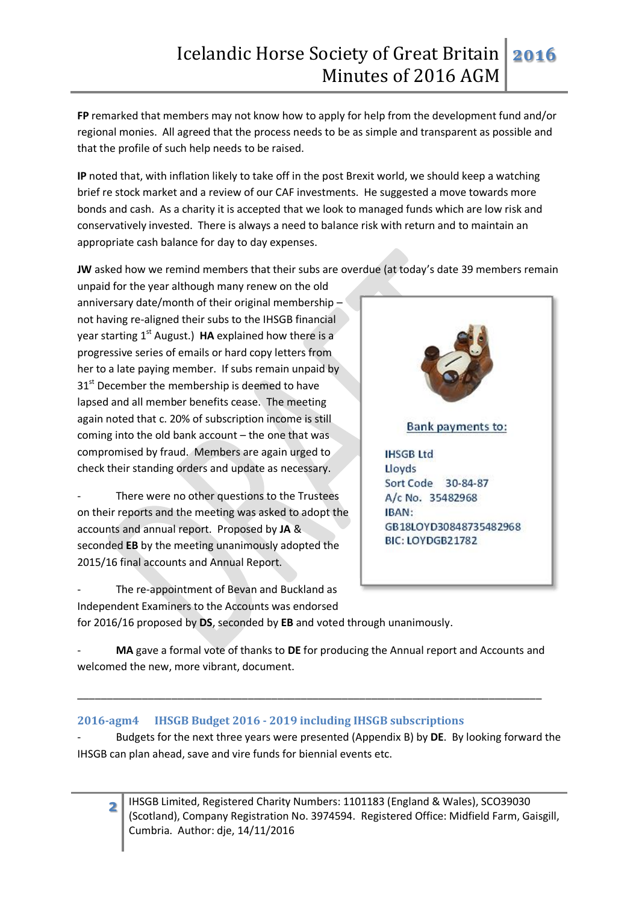**FP** remarked that members may not know how to apply for help from the development fund and/or regional monies. All agreed that the process needs to be as simple and transparent as possible and that the profile of such help needs to be raised.

**IP** noted that, with inflation likely to take off in the post Brexit world, we should keep a watching brief re stock market and a review of our CAF investments. He suggested a move towards more bonds and cash. As a charity it is accepted that we look to managed funds which are low risk and conservatively invested. There is always a need to balance risk with return and to maintain an appropriate cash balance for day to day expenses.

**JW** asked how we remind members that their subs are overdue (at today's date 39 members remain unpaid for the year although many renew on the old anniversary date/month of their original membership – not having re-aligned their subs to the IHSGB financial year starting 1st August.) **HA** explained how there is a progressive series of emails or hard copy letters from her to a late paying member. If subs remain unpaid by 31st December the membership is deemed to have lapsed and all member benefits cease. The meeting again noted that c. 20% of subscription income is still coming into the old bank account – the one that was compromised by fraud. Members are again urged to check their standing orders and update as necessary.

> Bank payments to:
>
> IHSGB Ltd
> Lloyds
> Sort Code 30-84-87
> A/c No. 35482968
> IBAN: GB18LOYD30848735482968
> BIC: LOYDGB21782

- There were no other questions to the Trustees on their reports and the meeting was asked to adopt the accounts and annual report. Proposed by **JA** & seconded **EB** by the meeting unanimously adopted the 2015/16 final accounts and Annual Report.

- The re-appointment of Bevan and Buckland as Independent Examiners to the Accounts was endorsed for 2016/16 proposed by **DS**, seconded by **EB** and voted through unanimously.

- **MA** gave a formal vote of thanks to **DE** for producing the Annual report and Accounts and welcomed the new, more vibrant, document.

---

## 2016-agm4 IHSGB Budget 2016 - 2019 including IHSGB subscriptions

- Budgets for the next three years were presented (Appendix B) by **DE**. By looking forward the IHSGB can plan ahead, save and vire funds for biennial events etc.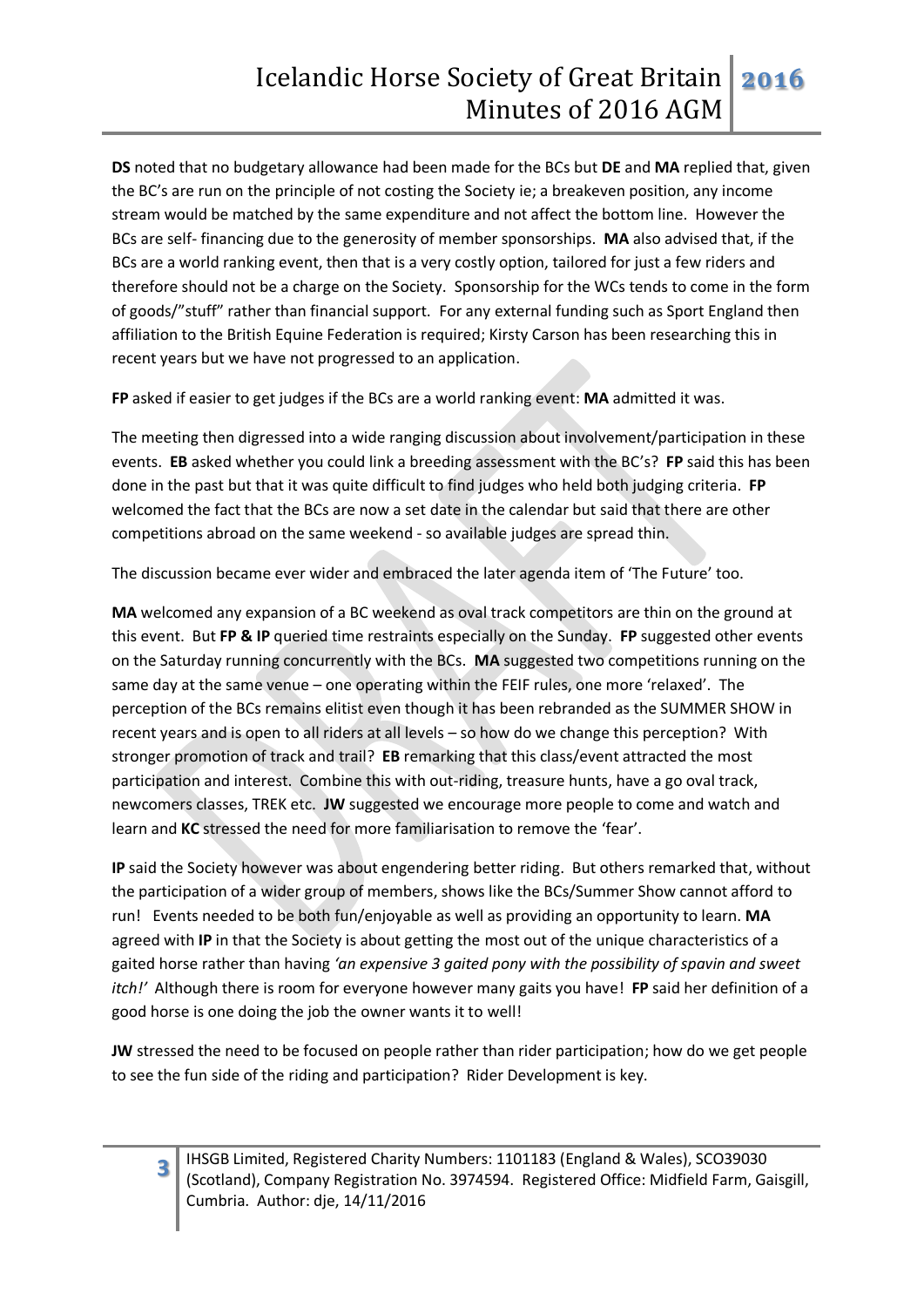**DS** noted that no budgetary allowance had been made for the BCs but **DE** and **MA** replied that, given the BC's are run on the principle of not costing the Society ie; a breakeven position, any income stream would be matched by the same expenditure and not affect the bottom line. However the BCs are self- financing due to the generosity of member sponsorships. **MA** also advised that, if the BCs are a world ranking event, then that is a very costly option, tailored for just a few riders and therefore should not be a charge on the Society. Sponsorship for the WCs tends to come in the form of goods/"stuff" rather than financial support. For any external funding such as Sport England then affiliation to the British Equine Federation is required; Kirsty Carson has been researching this in recent years but we have not progressed to an application.

**FP** asked if easier to get judges if the BCs are a world ranking event: **MA** admitted it was.

The meeting then digressed into a wide ranging discussion about involvement/participation in these events. **EB** asked whether you could link a breeding assessment with the BC's? **FP** said this has been done in the past but that it was quite difficult to find judges who held both judging criteria. **FP** welcomed the fact that the BCs are now a set date in the calendar but said that there are other competitions abroad on the same weekend - so available judges are spread thin.

The discussion became ever wider and embraced the later agenda item of 'The Future' too.

**MA** welcomed any expansion of a BC weekend as oval track competitors are thin on the ground at this event. But **FP & IP** queried time restraints especially on the Sunday. **FP** suggested other events on the Saturday running concurrently with the BCs. **MA** suggested two competitions running on the same day at the same venue – one operating within the FEIF rules, one more 'relaxed'. The perception of the BCs remains elitist even though it has been rebranded as the SUMMER SHOW in recent years and is open to all riders at all levels – so how do we change this perception? With stronger promotion of track and trail? **EB** remarking that this class/event attracted the most participation and interest. Combine this with out-riding, treasure hunts, have a go oval track, newcomers classes, TREK etc. **JW** suggested we encourage more people to come and watch and learn and **KC** stressed the need for more familiarisation to remove the 'fear'.

**IP** said the Society however was about engendering better riding. But others remarked that, without the participation of a wider group of members, shows like the BCs/Summer Show cannot afford to run! Events needed to be both fun/enjoyable as well as providing an opportunity to learn. **MA** agreed with **IP** in that the Society is about getting the most out of the unique characteristics of a gaited horse rather than having *'an expensive 3 gaited pony with the possibility of spavin and sweet itch!'* Although there is room for everyone however many gaits you have! **FP** said her definition of a good horse is one doing the job the owner wants it to well!

**JW** stressed the need to be focused on people rather than rider participation; how do we get people to see the fun side of the riding and participation? Rider Development is key.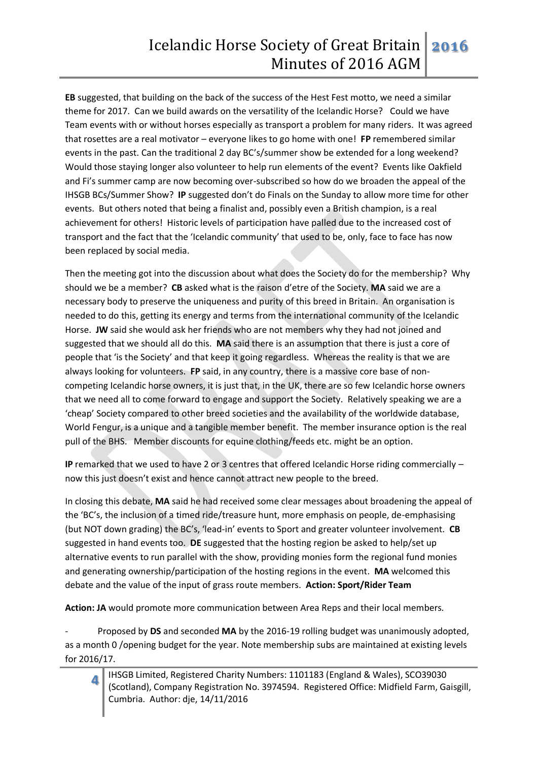**EB** suggested, that building on the back of the success of the Hest Fest motto, we need a similar theme for 2017. Can we build awards on the versatility of the Icelandic Horse? Could we have Team events with or without horses especially as transport a problem for many riders. It was agreed that rosettes are a real motivator – everyone likes to go home with one! **FP** remembered similar events in the past. Can the traditional 2 day BC's/summer show be extended for a long weekend? Would those staying longer also volunteer to help run elements of the event? Events like Oakfield and Fi's summer camp are now becoming over-subscribed so how do we broaden the appeal of the IHSGB BCs/Summer Show? **IP** suggested don't do Finals on the Sunday to allow more time for other events. But others noted that being a finalist and, possibly even a British champion, is a real achievement for others! Historic levels of participation have palled due to the increased cost of transport and the fact that the 'Icelandic community' that used to be, only, face to face has now been replaced by social media.

Then the meeting got into the discussion about what does the Society do for the membership? Why should we be a member? **CB** asked what is the raison d'etre of the Society. **MA** said we are a necessary body to preserve the uniqueness and purity of this breed in Britain. An organisation is needed to do this, getting its energy and terms from the international community of the Icelandic Horse. **JW** said she would ask her friends who are not members why they had not joined and suggested that we should all do this. **MA** said there is an assumption that there is just a core of people that 'is the Society' and that keep it going regardless. Whereas the reality is that we are always looking for volunteers. **FP** said, in any country, there is a massive core base of non-competing Icelandic horse owners, it is just that, in the UK, there are so few Icelandic horse owners that we need all to come forward to engage and support the Society. Relatively speaking we are a 'cheap' Society compared to other breed societies and the availability of the worldwide database, World Fengur, is a unique and a tangible member benefit. The member insurance option is the real pull of the BHS. Member discounts for equine clothing/feeds etc. might be an option.

**IP** remarked that we used to have 2 or 3 centres that offered Icelandic Horse riding commercially – now this just doesn't exist and hence cannot attract new people to the breed.

In closing this debate, **MA** said he had received some clear messages about broadening the appeal of the 'BC's, the inclusion of a timed ride/treasure hunt, more emphasis on people, de-emphasising (but NOT down grading) the BC's, 'lead-in' events to Sport and greater volunteer involvement. **CB** suggested in hand events too. **DE** suggested that the hosting region be asked to help/set up alternative events to run parallel with the show, providing monies form the regional fund monies and generating ownership/participation of the hosting regions in the event. **MA** welcomed this debate and the value of the input of grass route members. **Action: Sport/Rider Team**

**Action: JA** would promote more communication between Area Reps and their local members.

- Proposed by **DS** and seconded **MA** by the 2016-19 rolling budget was unanimously adopted, as a month 0 /opening budget for the year. Note membership subs are maintained at existing levels for 2016/17.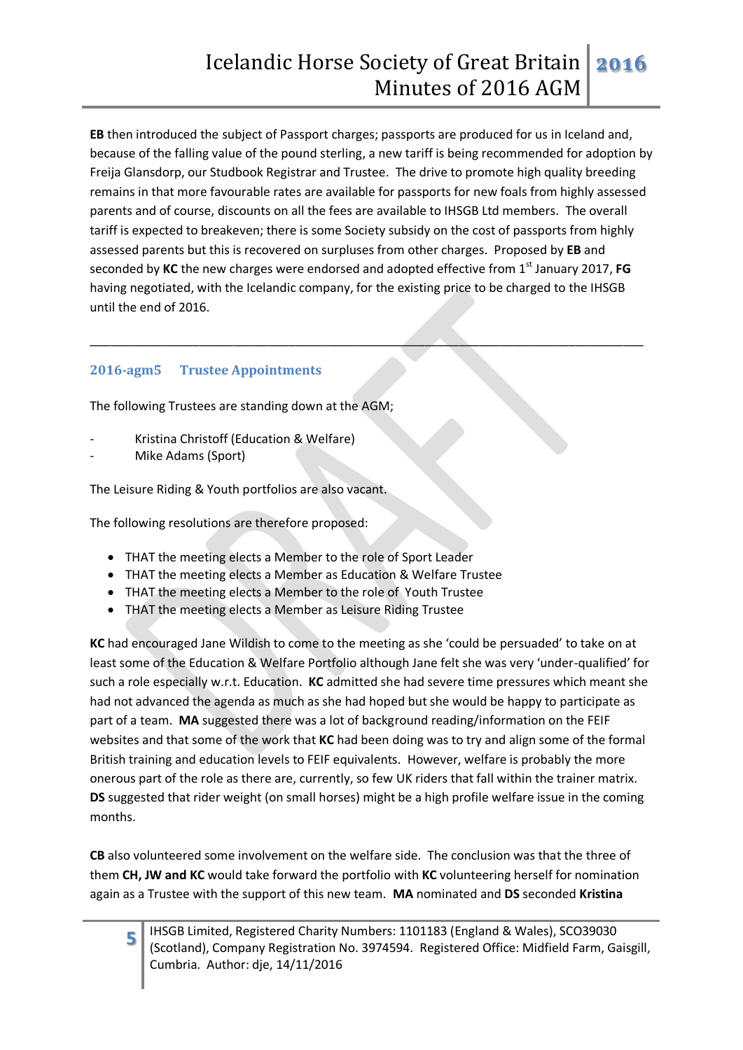**EB** then introduced the subject of Passport charges; passports are produced for us in Iceland and, because of the falling value of the pound sterling, a new tariff is being recommended for adoption by Freija Glansdorp, our Studbook Registrar and Trustee. The drive to promote high quality breeding remains in that more favourable rates are available for passports for new foals from highly assessed parents and of course, discounts on all the fees are available to IHSGB Ltd members. The overall tariff is expected to breakeven; there is some Society subsidy on the cost of passports from highly assessed parents but this is recovered on surpluses from other charges. Proposed by **EB** and seconded by **KC** the new charges were endorsed and adopted effective from 1st January 2017, **FG** having negotiated, with the Icelandic company, for the existing price to be charged to the IHSGB until the end of 2016.

---

## 2016-agm5 Trustee Appointments

The following Trustees are standing down at the AGM;

- Kristina Christoff (Education & Welfare)
- Mike Adams (Sport)

The Leisure Riding & Youth portfolios are also vacant.

The following resolutions are therefore proposed:

- THAT the meeting elects a Member to the role of Sport Leader
- THAT the meeting elects a Member as Education & Welfare Trustee
- THAT the meeting elects a Member to the role of Youth Trustee
- THAT the meeting elects a Member as Leisure Riding Trustee

**KC** had encouraged Jane Wildish to come to the meeting as she 'could be persuaded' to take on at least some of the Education & Welfare Portfolio although Jane felt she was very 'under-qualified' for such a role especially w.r.t. Education. **KC** admitted she had severe time pressures which meant she had not advanced the agenda as much as she had hoped but she would be happy to participate as part of a team. **MA** suggested there was a lot of background reading/information on the FEIF websites and that some of the work that **KC** had been doing was to try and align some of the formal British training and education levels to FEIF equivalents. However, welfare is probably the more onerous part of the role as there are, currently, so few UK riders that fall within the trainer matrix. **DS** suggested that rider weight (on small horses) might be a high profile welfare issue in the coming months.

**CB** also volunteered some involvement on the welfare side. The conclusion was that the three of them **CH, JW and KC** would take forward the portfolio with **KC** volunteering herself for nomination again as a Trustee with the support of this new team. **MA** nominated and **DS** seconded **Kristina**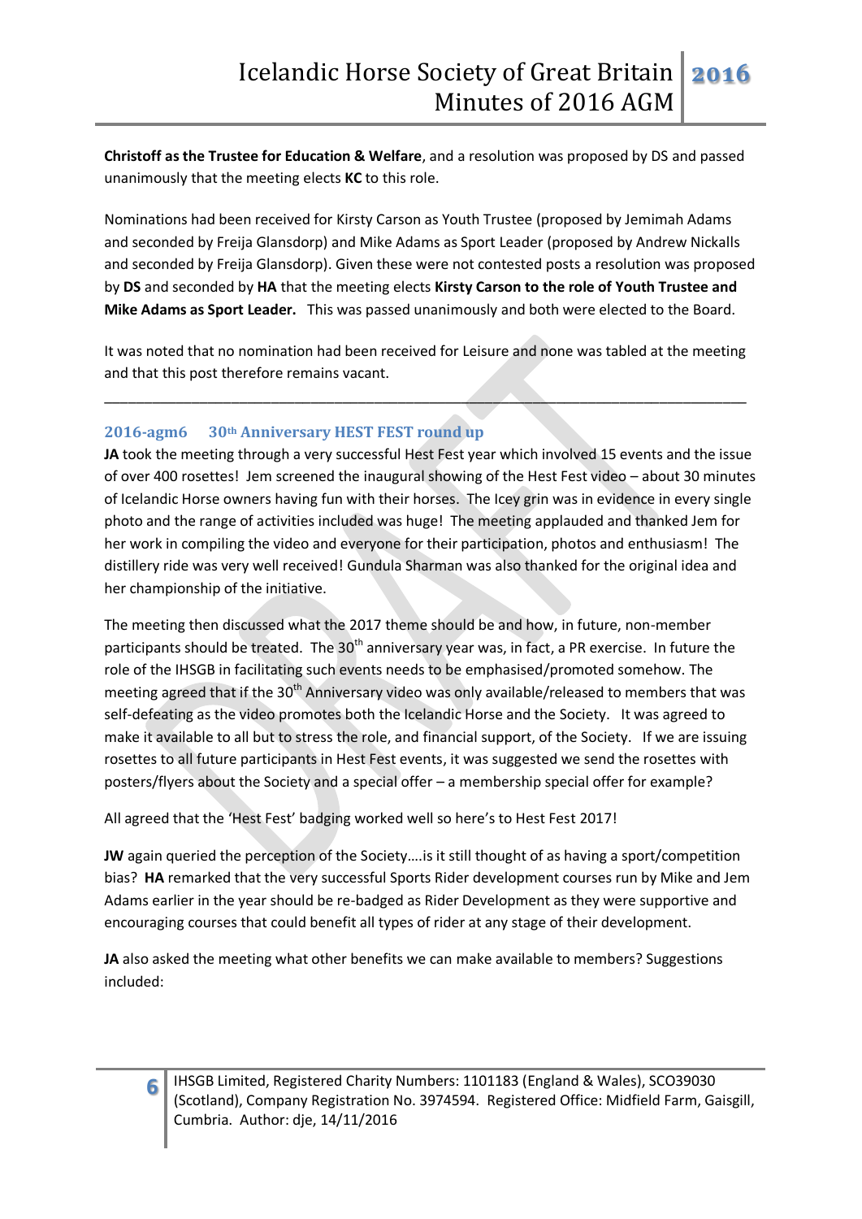**Christoff as the Trustee for Education & Welfare**, and a resolution was proposed by DS and passed unanimously that the meeting elects **KC** to this role.

Nominations had been received for Kirsty Carson as Youth Trustee (proposed by Jemimah Adams and seconded by Freija Glansdorp) and Mike Adams as Sport Leader (proposed by Andrew Nickalls and seconded by Freija Glansdorp). Given these were not contested posts a resolution was proposed by **DS** and seconded by **HA** that the meeting elects **Kirsty Carson to the role of Youth Trustee and Mike Adams as Sport Leader.** This was passed unanimously and both were elected to the Board.

It was noted that no nomination had been received for Leisure and none was tabled at the meeting and that this post therefore remains vacant.

---

### 2016-agm6 30th Anniversary HEST FEST round up

**JA** took the meeting through a very successful Hest Fest year which involved 15 events and the issue of over 400 rosettes! Jem screened the inaugural showing of the Hest Fest video – about 30 minutes of Icelandic Horse owners having fun with their horses. The Icey grin was in evidence in every single photo and the range of activities included was huge! The meeting applauded and thanked Jem for her work in compiling the video and everyone for their participation, photos and enthusiasm! The distillery ride was very well received! Gundula Sharman was also thanked for the original idea and her championship of the initiative.

The meeting then discussed what the 2017 theme should be and how, in future, non-member participants should be treated. The 30th anniversary year was, in fact, a PR exercise. In future the role of the IHSGB in facilitating such events needs to be emphasised/promoted somehow. The meeting agreed that if the 30th Anniversary video was only available/released to members that was self-defeating as the video promotes both the Icelandic Horse and the Society. It was agreed to make it available to all but to stress the role, and financial support, of the Society. If we are issuing rosettes to all future participants in Hest Fest events, it was suggested we send the rosettes with posters/flyers about the Society and a special offer – a membership special offer for example?

All agreed that the 'Hest Fest' badging worked well so here's to Hest Fest 2017!

**JW** again queried the perception of the Society….is it still thought of as having a sport/competition bias? **HA** remarked that the very successful Sports Rider development courses run by Mike and Jem Adams earlier in the year should be re-badged as Rider Development as they were supportive and encouraging courses that could benefit all types of rider at any stage of their development.

**JA** also asked the meeting what other benefits we can make available to members? Suggestions included: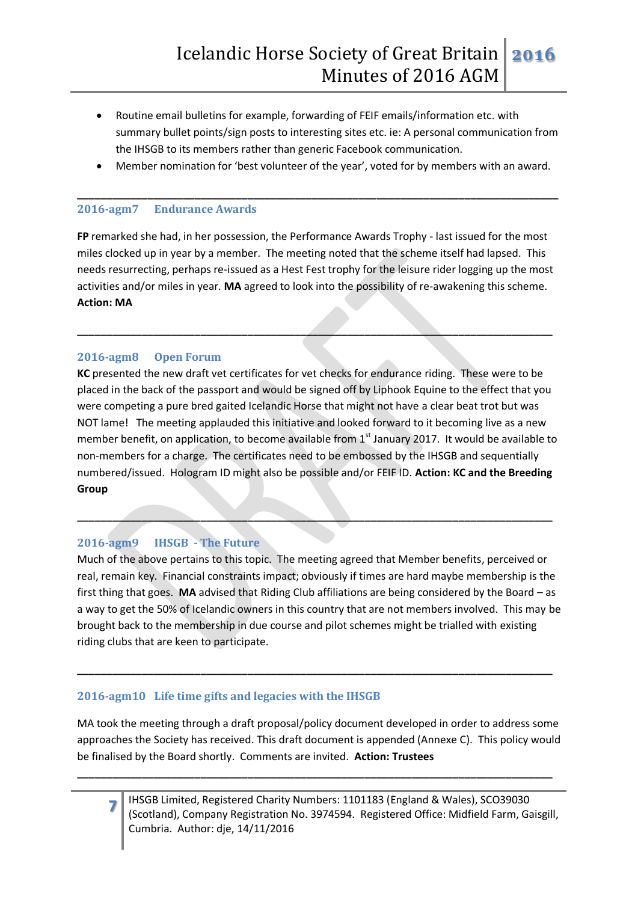- Routine email bulletins for example, forwarding of FEIF emails/information etc. with summary bullet points/sign posts to interesting sites etc. ie: A personal communication from the IHSGB to its members rather than generic Facebook communication.
- Member nomination for 'best volunteer of the year', voted for by members with an award.

---

## 2016-agm7 Endurance Awards

**FP** remarked she had, in her possession, the Performance Awards Trophy - last issued for the most miles clocked up in year by a member. The meeting noted that the scheme itself had lapsed. This needs resurrecting, perhaps re-issued as a Hest Fest trophy for the leisure rider logging up the most activities and/or miles in year. **MA** agreed to look into the possibility of re-awakening this scheme. **Action: MA**

---

## 2016-agm8 Open Forum

**KC** presented the new draft vet certificates for vet checks for endurance riding. These were to be placed in the back of the passport and would be signed off by Liphook Equine to the effect that you were competing a pure bred gaited Icelandic Horse that might not have a clear beat trot but was NOT lame! The meeting applauded this initiative and looked forward to it becoming live as a new member benefit, on application, to become available from 1st January 2017. It would be available to non-members for a charge. The certificates need to be embossed by the IHSGB and sequentially numbered/issued. Hologram ID might also be possible and/or FEIF ID. **Action: KC and the Breeding Group**

---

## 2016-agm9 IHSGB - The Future

Much of the above pertains to this topic. The meeting agreed that Member benefits, perceived or real, remain key. Financial constraints impact; obviously if times are hard maybe membership is the first thing that goes. **MA** advised that Riding Club affiliations are being considered by the Board – as a way to get the 50% of Icelandic owners in this country that are not members involved. This may be brought back to the membership in due course and pilot schemes might be trialled with existing riding clubs that are keen to participate.

---

## 2016-agm10 Life time gifts and legacies with the IHSGB

MA took the meeting through a draft proposal/policy document developed in order to address some approaches the Society has received. This draft document is appended (Annexe C). This policy would be finalised by the Board shortly. Comments are invited. **Action: Trustees**

---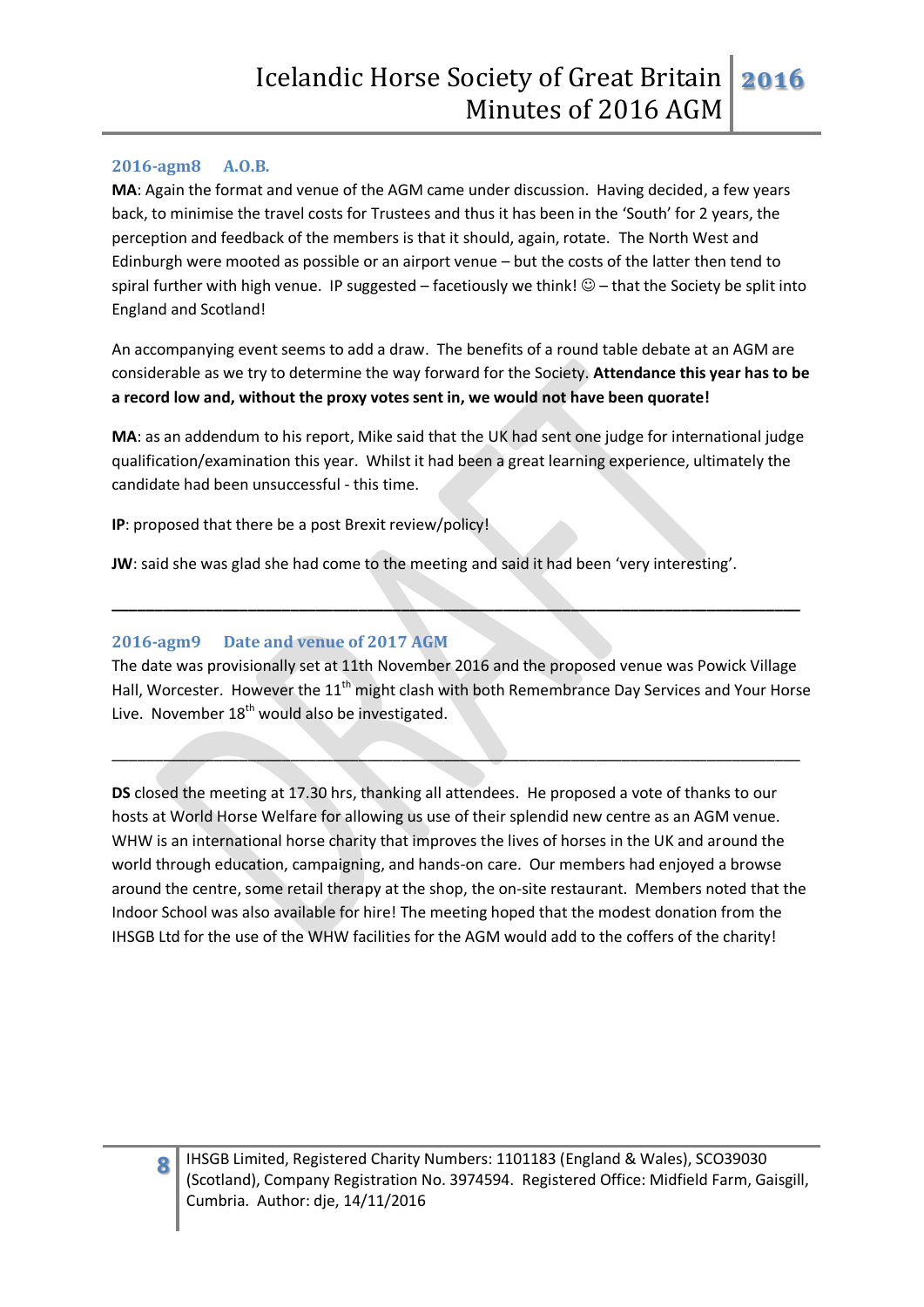### 2016-agm8 A.O.B.

**MA**: Again the format and venue of the AGM came under discussion. Having decided, a few years back, to minimise the travel costs for Trustees and thus it has been in the 'South' for 2 years, the perception and feedback of the members is that it should, again, rotate. The North West and Edinburgh were mooted as possible or an airport venue – but the costs of the latter then tend to spiral further with high venue. IP suggested – facetiously we think! ☺ – that the Society be split into England and Scotland!

An accompanying event seems to add a draw. The benefits of a round table debate at an AGM are considerable as we try to determine the way forward for the Society. **Attendance this year has to be a record low and, without the proxy votes sent in, we would not have been quorate!**

**MA**: as an addendum to his report, Mike said that the UK had sent one judge for international judge qualification/examination this year. Whilst it had been a great learning experience, ultimately the candidate had been unsuccessful - this time.

**IP**: proposed that there be a post Brexit review/policy!

**JW**: said she was glad she had come to the meeting and said it had been 'very interesting'.

---

### 2016-agm9 Date and venue of 2017 AGM

The date was provisionally set at 11th November 2016 and the proposed venue was Powick Village Hall, Worcester. However the 11th might clash with both Remembrance Day Services and Your Horse Live. November 18th would also be investigated.

---

**DS** closed the meeting at 17.30 hrs, thanking all attendees. He proposed a vote of thanks to our hosts at World Horse Welfare for allowing us use of their splendid new centre as an AGM venue. WHW is an international horse charity that improves the lives of horses in the UK and around the world through education, campaigning, and hands-on care. Our members had enjoyed a browse around the centre, some retail therapy at the shop, the on-site restaurant. Members noted that the Indoor School was also available for hire! The meeting hoped that the modest donation from the IHSGB Ltd for the use of the WHW facilities for the AGM would add to the coffers of the charity!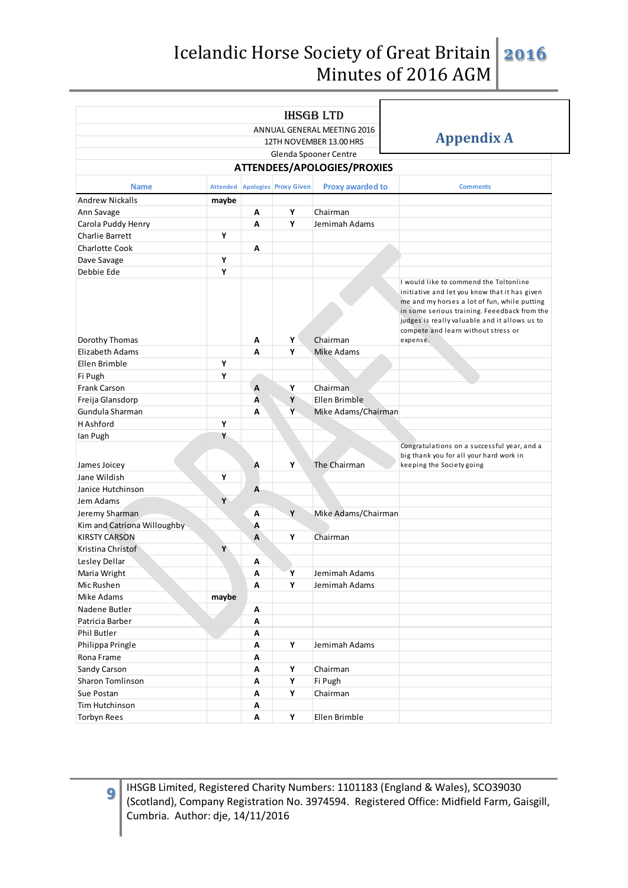# IHSGB LTD

ANNUAL GENERAL MEETING 2016

12TH NOVEMBER 13.00 HRS

Glenda Spooner Centre

## Appendix A

### ATTENDEES/APOLOGIES/PROXIES

| Name | Attended | Apologies | Proxy Given | Proxy awarded to | Comments |
|---|---|---|---|---|---|
| Andrew Nickalls | maybe | | | | |
| Ann Savage | | A | Y | Chairman | |
| Carola Puddy Henry | | A | Y | Jemimah Adams | |
| Charlie Barrett | Y | | | | |
| Charlotte Cook | | A | | | |
| Dave Savage | Y | | | | |
| Debbie Ede | Y | | | | |
| Dorothy Thomas | | A | Y | Chairman | I would like to commend the Toltonline initiative and let you know that it has given me and my horses a lot of fun, while putting in some serious training. Feeedback from the judges is really valuable and it allows us to compete and learn without stress or expense. |
| Elizabeth Adams | | A | Y | Mike Adams | |
| Ellen Brimble | Y | | | | |
| Fi Pugh | Y | | | | |
| Frank Carson | | A | Y | Chairman | |
| Freija Glansdorp | | A | Y | Ellen Brimble | |
| Gundula Sharman | | A | Y | Mike Adams/Chairman | |
| H Ashford | Y | | | | |
| Ian Pugh | Y | | | | |
| James Joicey | | A | Y | The Chairman | Congratulations on a successful year, and a big thank you for all your hard work in keeping the Society going |
| Jane Wildish | Y | | | | |
| Janice Hutchinson | | A | | | |
| Jem Adams | Y | | | | |
| Jeremy Sharman | | A | Y | Mike Adams/Chairman | |
| Kim and Catriona Willoughby | | A | | | |
| KIRSTY CARSON | | A | Y | Chairman | |
| Kristina Christof | Y | | | | |
| Lesley Dellar | | A | | | |
| Maria Wright | | A | Y | Jemimah Adams | |
| Mic Rushen | | A | Y | Jemimah Adams | |
| Mike Adams | maybe | | | | |
| Nadene Butler | | A | | | |
| Patricia Barber | | A | | | |
| Phil Butler | | A | | | |
| Philippa Pringle | | A | Y | Jemimah Adams | |
| Rona Frame | | A | | | |
| Sandy Carson | | A | Y | Chairman | |
| Sharon Tomlinson | | A | Y | Fi Pugh | |
| Sue Postan | | A | Y | Chairman | |
| Tim Hutchinson | | A | | | |
| Torbyn Rees | | A | Y | Ellen Brimble | |

IHSGB Limited, Registered Charity Numbers: 1101183 (England & Wales), SCO39030 (Scotland), Company Registration No. 3974594. Registered Office: Midfield Farm, Gaisgill, Cumbria. Author: dje, 14/11/2016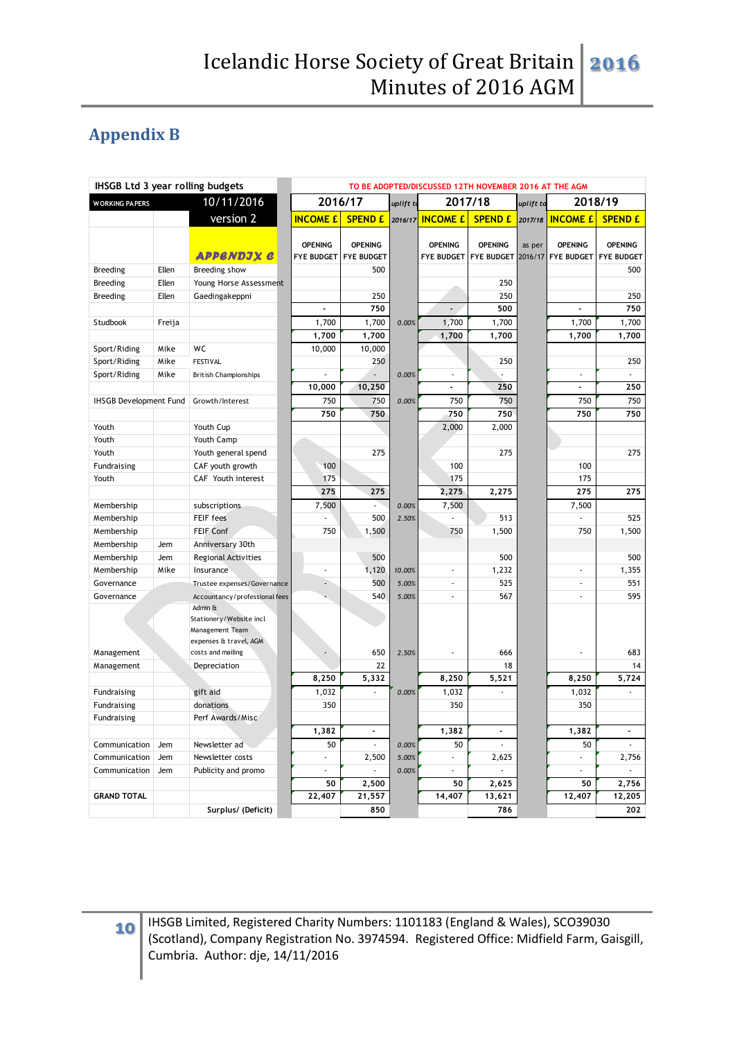## Appendix B

| IHSGB Ltd 3 year rolling budgets | | | | TO BE ADOPTED/DISCUSSED 12TH NOVEMBER 2016 AT THE AGM | | | | | | | |
|---|---|---|---|---|---|---|---|---|---|---|---|
| WORKING PAPERS | | 10/11/2016 | | 2016/17 | | uplift to | 2017/18 | | uplift to | 2018/19 | |
| | | version 2 | | INCOME £ | SPEND £ | 2016/17 | INCOME £ | SPEND £ | 2017/18 | INCOME £ | SPEND £ |
| | | APPENDIX C | | OPENING FYE BUDGET | OPENING FYE BUDGET | | OPENING FYE BUDGET | OPENING FYE BUDGET | as per 2016/17 | OPENING FYE BUDGET | OPENING FYE BUDGET |
| Breeding | Ellen | Breeding show | | | 500 | | | | | | 500 |
| Breeding | Ellen | Young Horse Assessment | | | | | | 250 | | | |
| Breeding | Ellen | Gaedingakeppni | | | 250 | | | 250 | | | 250 |
| | | | | - | 750 | | - | 500 | | - | 750 |
| Studbook | Freija | | | 1,700 | 1,700 | 0.00% | 1,700 | 1,700 | | 1,700 | 1,700 |
| | | | | 1,700 | 1,700 | | 1,700 | 1,700 | | 1,700 | 1,700 |
| Sport/Riding | Mike | WC | | 10,000 | 10,000 | | | | | | |
| Sport/Riding | Mike | FESTIVAL | | | 250 | | | 250 | | | 250 |
| Sport/Riding | Mike | British Championships | | - | - | 0.00% | - | - | | - | - |
| | | | | 10,000 | 10,250 | | - | 250 | | - | 250 |
| IHSGB Development Fund | | Growth/Interest | | 750 | 750 | 0.00% | 750 | 750 | | 750 | 750 |
| | | | | 750 | 750 | | 750 | 750 | | 750 | 750 |
| Youth | | Youth Cup | | | | | 2,000 | 2,000 | | | |
| Youth | | Youth Camp | | | | | | | | | |
| Youth | | Youth general spend | | | 275 | | | 275 | | | 275 |
| Fundraising | | CAF youth growth | | 100 | | | 100 | | | 100 | |
| Youth | | CAF Youth interest | | 175 | | | 175 | | | 175 | |
| | | | | 275 | 275 | | 2,275 | 2,275 | | 275 | 275 |
| Membership | | subscriptions | | 7,500 | - | 0.00% | 7,500 | | | 7,500 | |
| Membership | | FEIF fees | | - | 500 | 2.50% | - | 513 | | - | 525 |
| Membership | | FEIF Conf | | 750 | 1,500 | | 750 | 1,500 | | 750 | 1,500 |
| Membership | Jem | Anniversary 30th | | | | | | | | | |
| Membership | Jem | Regional Activities | | | 500 | | | 500 | | | 500 |
| Membership | Mike | Insurance | | - | 1,120 | 10.00% | - | 1,232 | | - | 1,355 |
| Governance | | Trustee expenses/Governance | | - | 500 | 5.00% | - | 525 | | - | 551 |
| Governance | | Accountancy/professional fees | | - | 540 | 5.00% | - | 567 | | - | 595 |
| Management | | Admin & Stationery/Website incl Management Team expenses & travel, AGM costs and mailing | | - | 650 | 2.50% | - | 666 | | - | 683 |
| Management | | Depreciation | | | 22 | | | 18 | | | 14 |
| | | | | 8,250 | 5,332 | | 8,250 | 5,521 | | 8,250 | 5,724 |
| Fundraising | | gift aid | | 1,032 | - | 0.00% | 1,032 | - | | 1,032 | - |
| Fundraising | | donations | | 350 | | | 350 | | | 350 | |
| Fundraising | | Perf Awards/Misc | | | | | | | | | |
| | | | | 1,382 | - | | 1,382 | - | | 1,382 | - |
| Communication | Jem | Newsletter ad | | 50 | - | 0.00% | 50 | - | | 50 | - |
| Communication | Jem | Newsletter costs | | - | 2,500 | 5.00% | - | 2,625 | | - | 2,756 |
| Communication | Jem | Publicity and promo | | - | - | 0.00% | - | - | | - | - |
| | | | | 50 | 2,500 | | 50 | 2,625 | | 50 | 2,756 |
| GRAND TOTAL | | | | 22,407 | 21,557 | | 14,407 | 13,621 | | 12,407 | 12,205 |
| | | Surplus/ (Deficit) | | | 850 | | | 786 | | | 202 |

IHSGB Limited, Registered Charity Numbers: 1101183 (England & Wales), SCO39030 (Scotland), Company Registration No. 3974594. Registered Office: Midfield Farm, Gaisgill, Cumbria. Author: dje, 14/11/2016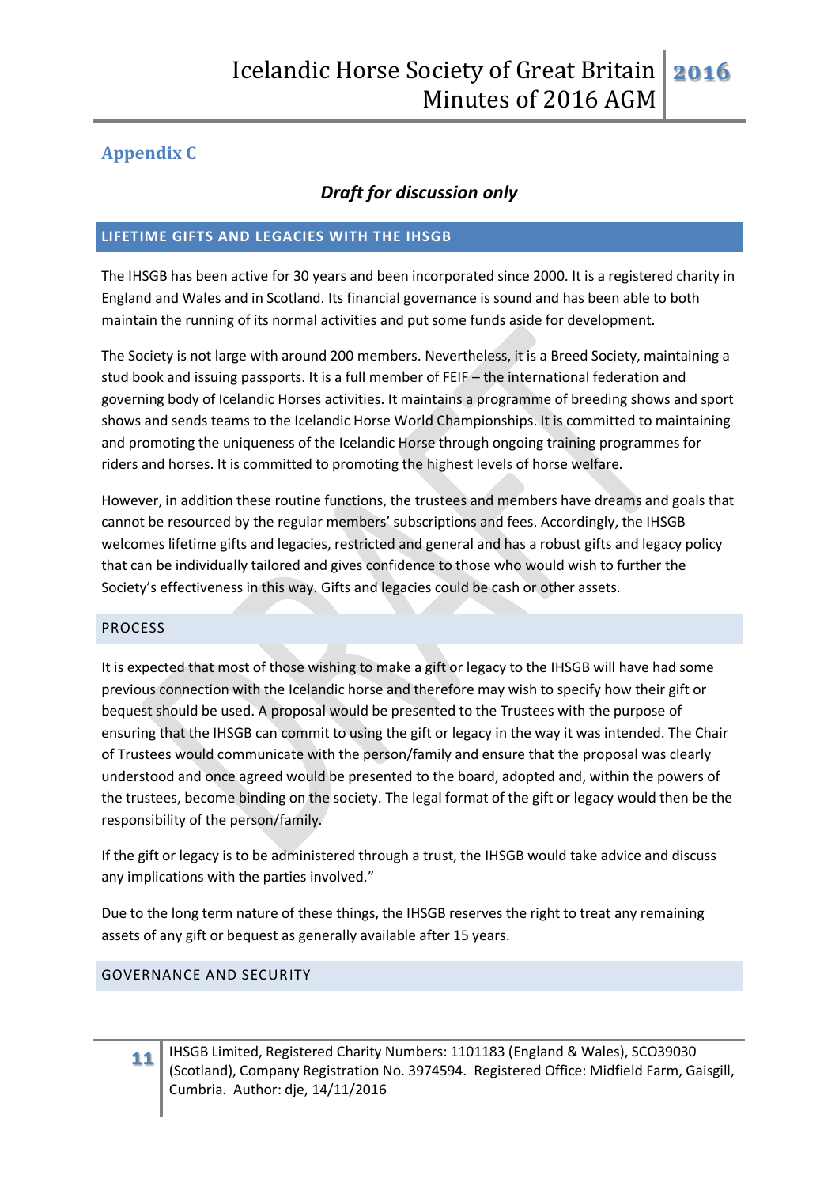## Appendix C

***Draft for discussion only***

### LIFETIME GIFTS AND LEGACIES WITH THE IHSGB

The IHSGB has been active for 30 years and been incorporated since 2000. It is a registered charity in England and Wales and in Scotland. Its financial governance is sound and has been able to both maintain the running of its normal activities and put some funds aside for development.

The Society is not large with around 200 members. Nevertheless, it is a Breed Society, maintaining a stud book and issuing passports. It is a full member of FEIF – the international federation and governing body of Icelandic Horses activities. It maintains a programme of breeding shows and sport shows and sends teams to the Icelandic Horse World Championships. It is committed to maintaining and promoting the uniqueness of the Icelandic Horse through ongoing training programmes for riders and horses. It is committed to promoting the highest levels of horse welfare.

However, in addition these routine functions, the trustees and members have dreams and goals that cannot be resourced by the regular members' subscriptions and fees. Accordingly, the IHSGB welcomes lifetime gifts and legacies, restricted and general and has a robust gifts and legacy policy that can be individually tailored and gives confidence to those who would wish to further the Society's effectiveness in this way. Gifts and legacies could be cash or other assets.

### PROCESS

It is expected that most of those wishing to make a gift or legacy to the IHSGB will have had some previous connection with the Icelandic horse and therefore may wish to specify how their gift or bequest should be used. A proposal would be presented to the Trustees with the purpose of ensuring that the IHSGB can commit to using the gift or legacy in the way it was intended. The Chair of Trustees would communicate with the person/family and ensure that the proposal was clearly understood and once agreed would be presented to the board, adopted and, within the powers of the trustees, become binding on the society. The legal format of the gift or legacy would then be the responsibility of the person/family.

If the gift or legacy is to be administered through a trust, the IHSGB would take advice and discuss any implications with the parties involved."

Due to the long term nature of these things, the IHSGB reserves the right to treat any remaining assets of any gift or bequest as generally available after 15 years.

### GOVERNANCE AND SECURITY

IHSGB Limited, Registered Charity Numbers: 1101183 (England & Wales), SCO39030 (Scotland), Company Registration No. 3974594. Registered Office: Midfield Farm, Gaisgill, Cumbria. Author: dje, 14/11/2016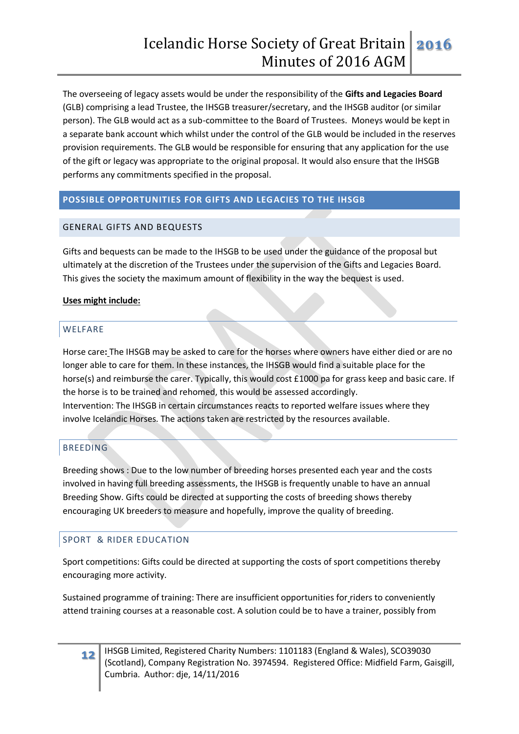The overseeing of legacy assets would be under the responsibility of the **Gifts and Legacies Board** (GLB) comprising a lead Trustee, the IHSGB treasurer/secretary, and the IHSGB auditor (or similar person). The GLB would act as a sub-committee to the Board of Trustees. Moneys would be kept in a separate bank account which whilst under the control of the GLB would be included in the reserves provision requirements. The GLB would be responsible for ensuring that any application for the use of the gift or legacy was appropriate to the original proposal. It would also ensure that the IHSGB performs any commitments specified in the proposal.

## POSSIBLE OPPORTUNITIES FOR GIFTS AND LEGACIES TO THE IHSGB

### GENERAL GIFTS AND BEQUESTS

Gifts and bequests can be made to the IHSGB to be used under the guidance of the proposal but ultimately at the discretion of the Trustees under the supervision of the Gifts and Legacies Board. This gives the society the maximum amount of flexibility in the way the bequest is used.

**Uses might include:**

### WELFARE

Horse care**:** The IHSGB may be asked to care for the horses where owners have either died or are no longer able to care for them. In these instances, the IHSGB would find a suitable place for the horse(s) and reimburse the carer. Typically, this would cost £1000 pa for grass keep and basic care. If the horse is to be trained and rehomed, this would be assessed accordingly.
Intervention: The IHSGB in certain circumstances reacts to reported welfare issues where they involve Icelandic Horses. The actions taken are restricted by the resources available.

### BREEDING

Breeding shows : Due to the low number of breeding horses presented each year and the costs involved in having full breeding assessments, the IHSGB is frequently unable to have an annual Breeding Show. Gifts could be directed at supporting the costs of breeding shows thereby encouraging UK breeders to measure and hopefully, improve the quality of breeding.

### SPORT & RIDER EDUCATION

Sport competitions: Gifts could be directed at supporting the costs of sport competitions thereby encouraging more activity.

Sustained programme of training: There are insufficient opportunities for riders to conveniently attend training courses at a reasonable cost. A solution could be to have a trainer, possibly from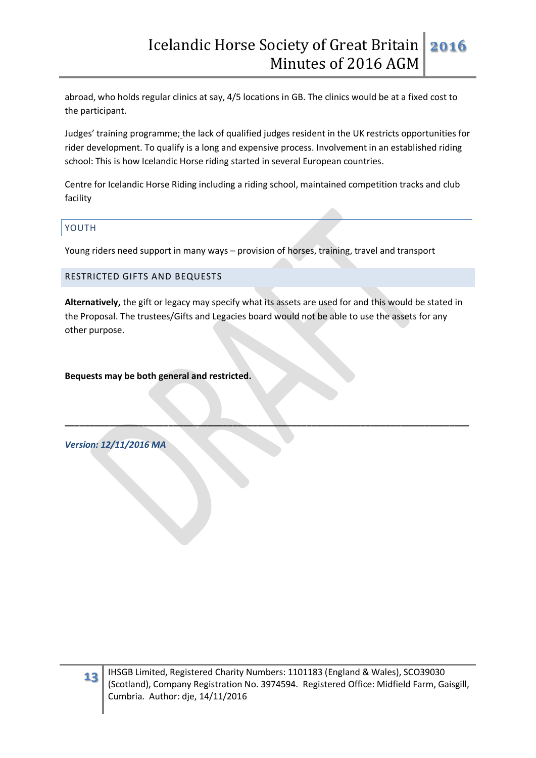abroad, who holds regular clinics at say, 4/5 locations in GB. The clinics would be at a fixed cost to the participant.

Judges' training programme; the lack of qualified judges resident in the UK restricts opportunities for rider development. To qualify is a long and expensive process. Involvement in an established riding school: This is how Icelandic Horse riding started in several European countries.

Centre for Icelandic Horse Riding including a riding school, maintained competition tracks and club facility

## YOUTH

Young riders need support in many ways – provision of horses, training, travel and transport

## RESTRICTED GIFTS AND BEQUESTS

**Alternatively,** the gift or legacy may specify what its assets are used for and this would be stated in the Proposal. The trustees/Gifts and Legacies board would not be able to use the assets for any other purpose.

**Bequests may be both general and restricted.**

---

***Version: 12/11/2016 MA***